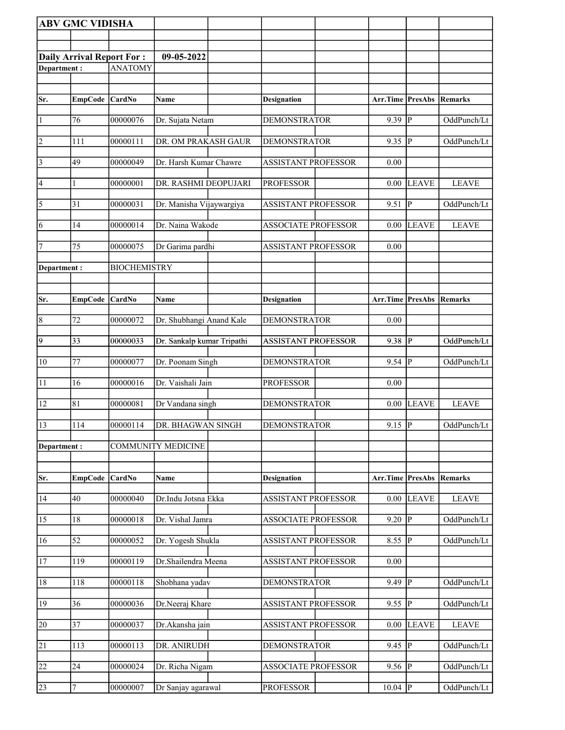**ABV GMC VIDISHA**

**Daily Arrival Report For :** **09-05-2022**

**Department :** ANATOMY

| Sr. | EmpCode | CardNo | Name | Designation | Arr.Time | PresAbs | Remarks |
|---|---|---|---|---|---|---|---|
| 1 | 76 | 00000076 | Dr. Sujata Netam | DEMONSTRATOR | 9.39 | P | OddPunch/Lt |
| 2 | 111 | 00000111 | DR. OM PRAKASH GAUR | DEMONSTRATOR | 9.35 | P | OddPunch/Lt |
| 3 | 49 | 00000049 | Dr. Harsh Kumar Chawre | ASSISTANT PROFESSOR | 0.00 | | |
| 4 | 1 | 00000001 | DR. RASHMI DEOPUJARI | PROFESSOR | 0.00 | LEAVE | LEAVE |
| 5 | 31 | 00000031 | Dr. Manisha Vijaywargiya | ASSISTANT PROFESSOR | 9.51 | P | OddPunch/Lt |
| 6 | 14 | 00000014 | Dr. Naina Wakode | ASSOCIATE PROFESSOR | 0.00 | LEAVE | LEAVE |
| 7 | 75 | 00000075 | Dr Garima pardhi | ASSISTANT PROFESSOR | 0.00 | | |

**Department :** BIOCHEMISTRY

| Sr. | EmpCode | CardNo | Name | Designation | Arr.Time | PresAbs | Remarks |
|---|---|---|---|---|---|---|---|
| 8 | 72 | 00000072 | Dr. Shubhangi Anand Kale | DEMONSTRATOR | 0.00 | | |
| 9 | 33 | 00000033 | Dr. Sankalp kumar Tripathi | ASSISTANT PROFESSOR | 9.38 | P | OddPunch/Lt |
| 10 | 77 | 00000077 | Dr. Poonam Singh | DEMONSTRATOR | 9.54 | P | OddPunch/Lt |
| 11 | 16 | 00000016 | Dr. Vaishali Jain | PROFESSOR | 0.00 | | |
| 12 | 81 | 00000081 | Dr Vandana singh | DEMONSTRATOR | 0.00 | LEAVE | LEAVE |
| 13 | 114 | 00000114 | DR. BHAGWAN SINGH | DEMONSTRATOR | 9.15 | P | OddPunch/Lt |

**Department :** COMMUNITY MEDICINE

| Sr. | EmpCode | CardNo | Name | Designation | Arr.Time | PresAbs | Remarks |
|---|---|---|---|---|---|---|---|
| 14 | 40 | 00000040 | Dr.Indu Jotsna Ekka | ASSISTANT PROFESSOR | 0.00 | LEAVE | LEAVE |
| 15 | 18 | 00000018 | Dr. Vishal Jamra | ASSOCIATE PROFESSOR | 9.20 | P | OddPunch/Lt |
| 16 | 52 | 00000052 | Dr. Yogesh Shukla | ASSISTANT PROFESSOR | 8.55 | P | OddPunch/Lt |
| 17 | 119 | 00000119 | Dr.Shailendra Meena | ASSISTANT PROFESSOR | 0.00 | | |
| 18 | 118 | 00000118 | Shobhana yadav | DEMONSTRATOR | 9.49 | P | OddPunch/Lt |
| 19 | 36 | 00000036 | Dr.Neeraj Khare | ASSISTANT PROFESSOR | 9.55 | P | OddPunch/Lt |
| 20 | 37 | 00000037 | Dr.Akansha jain | ASSISTANT PROFESSOR | 0.00 | LEAVE | LEAVE |
| 21 | 113 | 00000113 | DR. ANIRUDH | DEMONSTRATOR | 9.45 | P | OddPunch/Lt |
| 22 | 24 | 00000024 | Dr. Richa Nigam | ASSOCIATE PROFESSOR | 9.56 | P | OddPunch/Lt |
| 23 | 7 | 00000007 | Dr Sanjay agarawal | PROFESSOR | 10.04 | P | OddPunch/Lt |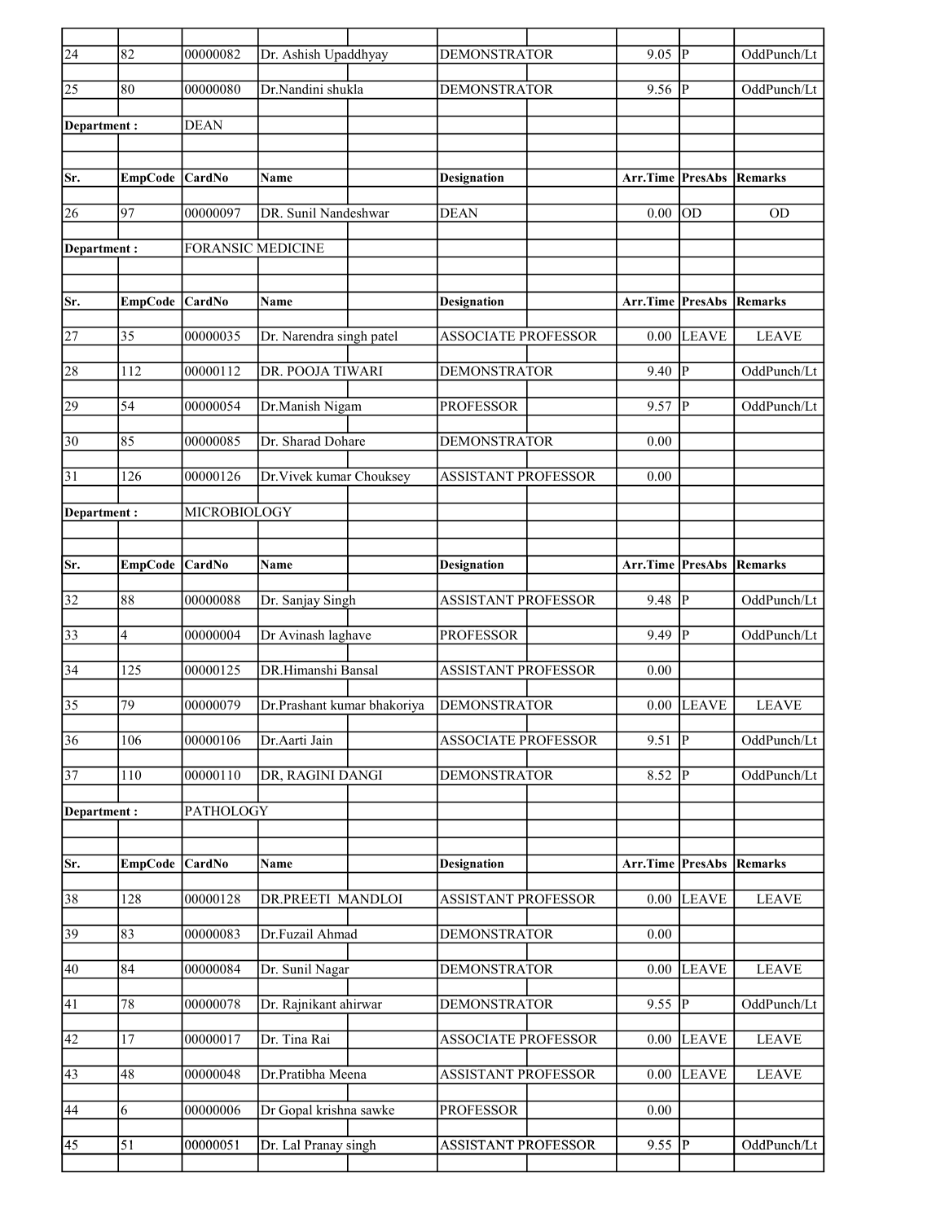| Sr. | EmpCode | CardNo | Name | Designation | Arr.Time | PresAbs | Remarks |
|---|---|---|---|---|---|---|---|
| 24 | 82 | 00000082 | Dr. Ashish Upaddhyay | DEMONSTRATOR | 9.05 | P | OddPunch/Lt |
| 25 | 80 | 00000080 | Dr.Nandini shukla | DEMONSTRATOR | 9.56 | P | OddPunch/Lt |

**Department :** DEAN

| Sr. | EmpCode | CardNo | Name | Designation | Arr.Time | PresAbs | Remarks |
|---|---|---|---|---|---|---|---|
| 26 | 97 | 00000097 | DR. Sunil Nandeshwar | DEAN | 0.00 | OD | OD |

**Department :** FORANSIC MEDICINE

| Sr. | EmpCode | CardNo | Name | Designation | Arr.Time | PresAbs | Remarks |
|---|---|---|---|---|---|---|---|
| 27 | 35 | 00000035 | Dr. Narendra singh patel | ASSOCIATE PROFESSOR | 0.00 | LEAVE | LEAVE |
| 28 | 112 | 00000112 | DR. POOJA TIWARI | DEMONSTRATOR | 9.40 | P | OddPunch/Lt |
| 29 | 54 | 00000054 | Dr.Manish Nigam | PROFESSOR | 9.57 | P | OddPunch/Lt |
| 30 | 85 | 00000085 | Dr. Sharad Dohare | DEMONSTRATOR | 0.00 | | |
| 31 | 126 | 00000126 | Dr.Vivek kumar Chouksey | ASSISTANT PROFESSOR | 0.00 | | |

**Department :** MICROBIOLOGY

| Sr. | EmpCode | CardNo | Name | Designation | Arr.Time | PresAbs | Remarks |
|---|---|---|---|---|---|---|---|
| 32 | 88 | 00000088 | Dr. Sanjay Singh | ASSISTANT PROFESSOR | 9.48 | P | OddPunch/Lt |
| 33 | 4 | 00000004 | Dr Avinash laghave | PROFESSOR | 9.49 | P | OddPunch/Lt |
| 34 | 125 | 00000125 | DR.Himanshi Bansal | ASSISTANT PROFESSOR | 0.00 | | |
| 35 | 79 | 00000079 | Dr.Prashant kumar bhakoriya | DEMONSTRATOR | 0.00 | LEAVE | LEAVE |
| 36 | 106 | 00000106 | Dr.Aarti Jain | ASSOCIATE PROFESSOR | 9.51 | P | OddPunch/Lt |
| 37 | 110 | 00000110 | DR, RAGINI DANGI | DEMONSTRATOR | 8.52 | P | OddPunch/Lt |

**Department :** PATHOLOGY

| Sr. | EmpCode | CardNo | Name | Designation | Arr.Time | PresAbs | Remarks |
|---|---|---|---|---|---|---|---|
| 38 | 128 | 00000128 | DR.PREETI MANDLOI | ASSISTANT PROFESSOR | 0.00 | LEAVE | LEAVE |
| 39 | 83 | 00000083 | Dr.Fuzail Ahmad | DEMONSTRATOR | 0.00 | | |
| 40 | 84 | 00000084 | Dr. Sunil Nagar | DEMONSTRATOR | 0.00 | LEAVE | LEAVE |
| 41 | 78 | 00000078 | Dr. Rajnikant ahirwar | DEMONSTRATOR | 9.55 | P | OddPunch/Lt |
| 42 | 17 | 00000017 | Dr. Tina Rai | ASSOCIATE PROFESSOR | 0.00 | LEAVE | LEAVE |
| 43 | 48 | 00000048 | Dr.Pratibha Meena | ASSISTANT PROFESSOR | 0.00 | LEAVE | LEAVE |
| 44 | 6 | 00000006 | Dr Gopal krishna sawke | PROFESSOR | 0.00 | | |
| 45 | 51 | 00000051 | Dr. Lal Pranay singh | ASSISTANT PROFESSOR | 9.55 | P | OddPunch/Lt |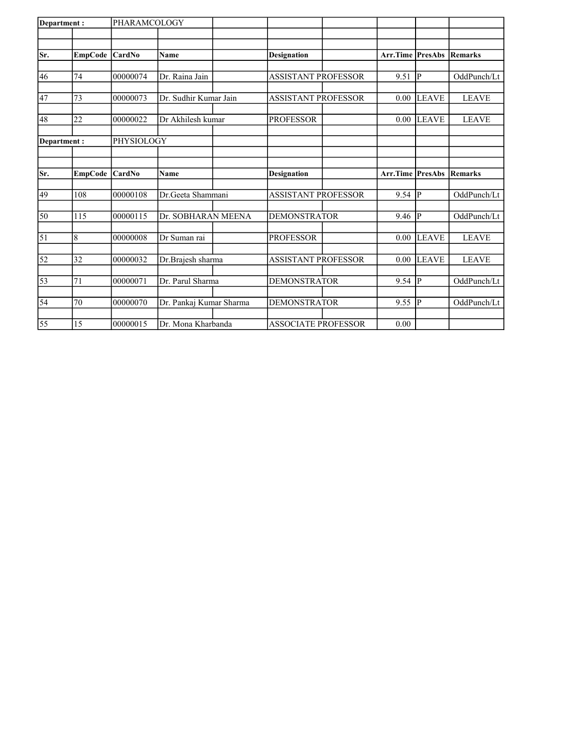| Department : | | PHARAMCOLOGY | | | | | | | |
|---|---|---|---|---|---|---|---|---|---|
| | | | | | | | | | |
| Sr. | EmpCode | CardNo | Name | | Designation | | Arr.Time | PresAbs | Remarks |
| 46 | 74 | 00000074 | Dr. Raina Jain | | ASSISTANT PROFESSOR | | 9.51 | P | OddPunch/Lt |
| 47 | 73 | 00000073 | Dr. Sudhir Kumar Jain | | ASSISTANT PROFESSOR | | 0.00 | LEAVE | LEAVE |
| 48 | 22 | 00000022 | Dr Akhilesh kumar | | PROFESSOR | | 0.00 | LEAVE | LEAVE |
| Department : | | PHYSIOLOGY | | | | | | | |
| | | | | | | | | | |
| Sr. | EmpCode | CardNo | Name | | Designation | | Arr.Time | PresAbs | Remarks |
| 49 | 108 | 00000108 | Dr.Geeta Shammani | | ASSISTANT PROFESSOR | | 9.54 | P | OddPunch/Lt |
| 50 | 115 | 00000115 | Dr. SOBHARAN MEENA | | DEMONSTRATOR | | 9.46 | P | OddPunch/Lt |
| 51 | 8 | 00000008 | Dr Suman rai | | PROFESSOR | | 0.00 | LEAVE | LEAVE |
| 52 | 32 | 00000032 | Dr.Brajesh sharma | | ASSISTANT PROFESSOR | | 0.00 | LEAVE | LEAVE |
| 53 | 71 | 00000071 | Dr. Parul Sharma | | DEMONSTRATOR | | 9.54 | P | OddPunch/Lt |
| 54 | 70 | 00000070 | Dr. Pankaj Kumar Sharma | | DEMONSTRATOR | | 9.55 | P | OddPunch/Lt |
| 55 | 15 | 00000015 | Dr. Mona Kharbanda | | ASSOCIATE PROFESSOR | | 0.00 | | |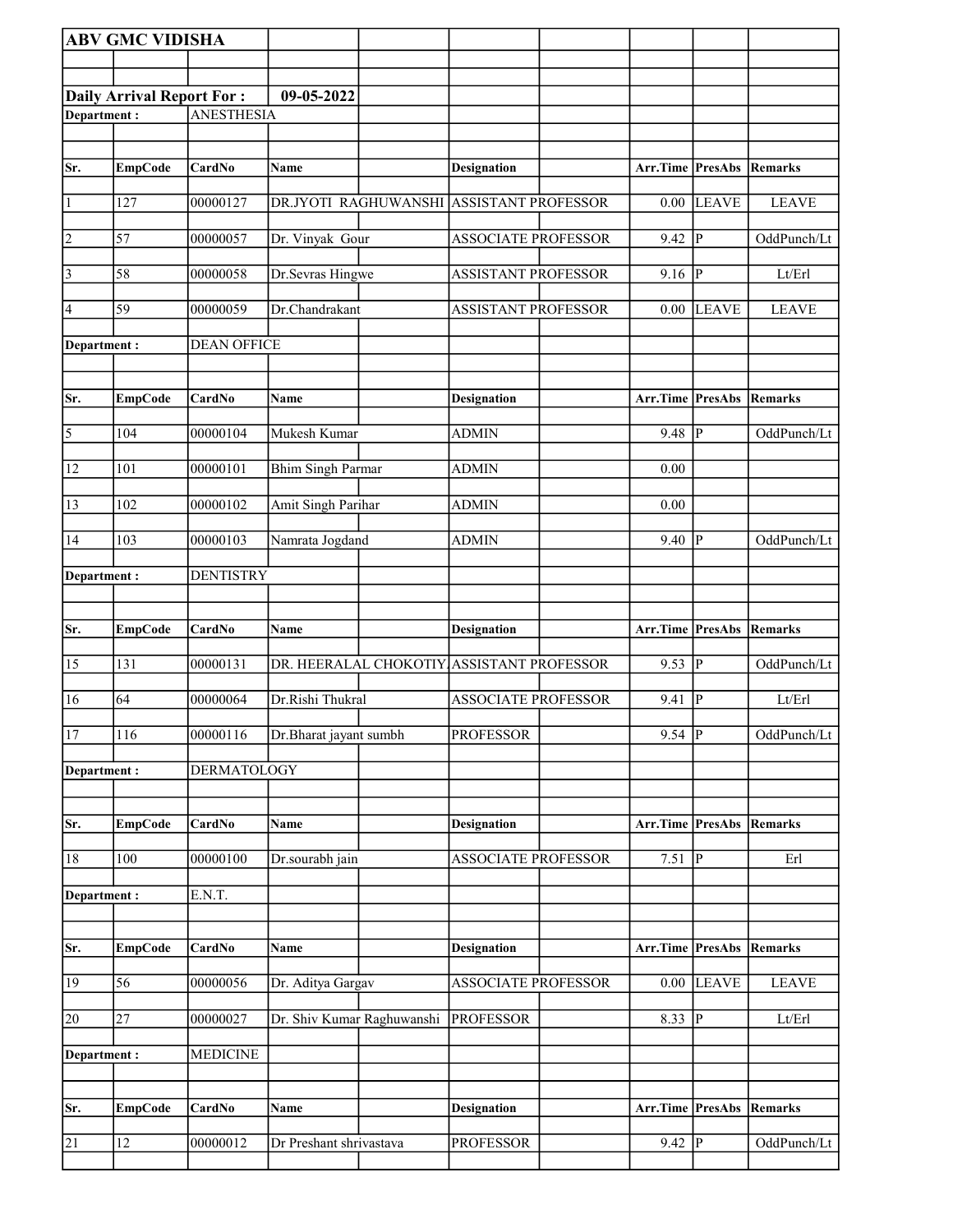**ABV GMC VIDISHA**

**Daily Arrival Report For :** **09-05-2022**

**Department :** ANESTHESIA

| Sr. | EmpCode | CardNo | Name | Designation | Arr.Time | PresAbs | Remarks |
|---|---|---|---|---|---|---|---|
| 1 | 127 | 00000127 | DR.JYOTI RAGHUWANSHI | ASSISTANT PROFESSOR | 0.00 | LEAVE | LEAVE |
| 2 | 57 | 00000057 | Dr. Vinyak Gour | ASSOCIATE PROFESSOR | 9.42 | P | OddPunch/Lt |
| 3 | 58 | 00000058 | Dr.Sevras Hingwe | ASSISTANT PROFESSOR | 9.16 | P | Lt/Erl |
| 4 | 59 | 00000059 | Dr.Chandrakant | ASSISTANT PROFESSOR | 0.00 | LEAVE | LEAVE |

**Department :** DEAN OFFICE

| Sr. | EmpCode | CardNo | Name | Designation | Arr.Time | PresAbs | Remarks |
|---|---|---|---|---|---|---|---|
| 5 | 104 | 00000104 | Mukesh Kumar | ADMIN | 9.48 | P | OddPunch/Lt |
| 12 | 101 | 00000101 | Bhim Singh Parmar | ADMIN | 0.00 | | |
| 13 | 102 | 00000102 | Amit Singh Parihar | ADMIN | 0.00 | | |
| 14 | 103 | 00000103 | Namrata Jogdand | ADMIN | 9.40 | P | OddPunch/Lt |

**Department :** DENTISTRY

| Sr. | EmpCode | CardNo | Name | Designation | Arr.Time | PresAbs | Remarks |
|---|---|---|---|---|---|---|---|
| 15 | 131 | 00000131 | DR. HEERALAL CHOKOTIY | ASSISTANT PROFESSOR | 9.53 | P | OddPunch/Lt |
| 16 | 64 | 00000064 | Dr.Rishi Thukral | ASSOCIATE PROFESSOR | 9.41 | P | Lt/Erl |
| 17 | 116 | 00000116 | Dr.Bharat jayant sumbh | PROFESSOR | 9.54 | P | OddPunch/Lt |

**Department :** DERMATOLOGY

| Sr. | EmpCode | CardNo | Name | Designation | Arr.Time | PresAbs | Remarks |
|---|---|---|---|---|---|---|---|
| 18 | 100 | 00000100 | Dr.sourabh jain | ASSOCIATE PROFESSOR | 7.51 | P | Erl |

**Department :** E.N.T.

| Sr. | EmpCode | CardNo | Name | Designation | Arr.Time | PresAbs | Remarks |
|---|---|---|---|---|---|---|---|
| 19 | 56 | 00000056 | Dr. Aditya Gargav | ASSOCIATE PROFESSOR | 0.00 | LEAVE | LEAVE |
| 20 | 27 | 00000027 | Dr. Shiv Kumar Raghuwanshi | PROFESSOR | 8.33 | P | Lt/Erl |

**Department :** MEDICINE

| Sr. | EmpCode | CardNo | Name | Designation | Arr.Time | PresAbs | Remarks |
|---|---|---|---|---|---|---|---|
| 21 | 12 | 00000012 | Dr Preshant shrivastava | PROFESSOR | 9.42 | P | OddPunch/Lt |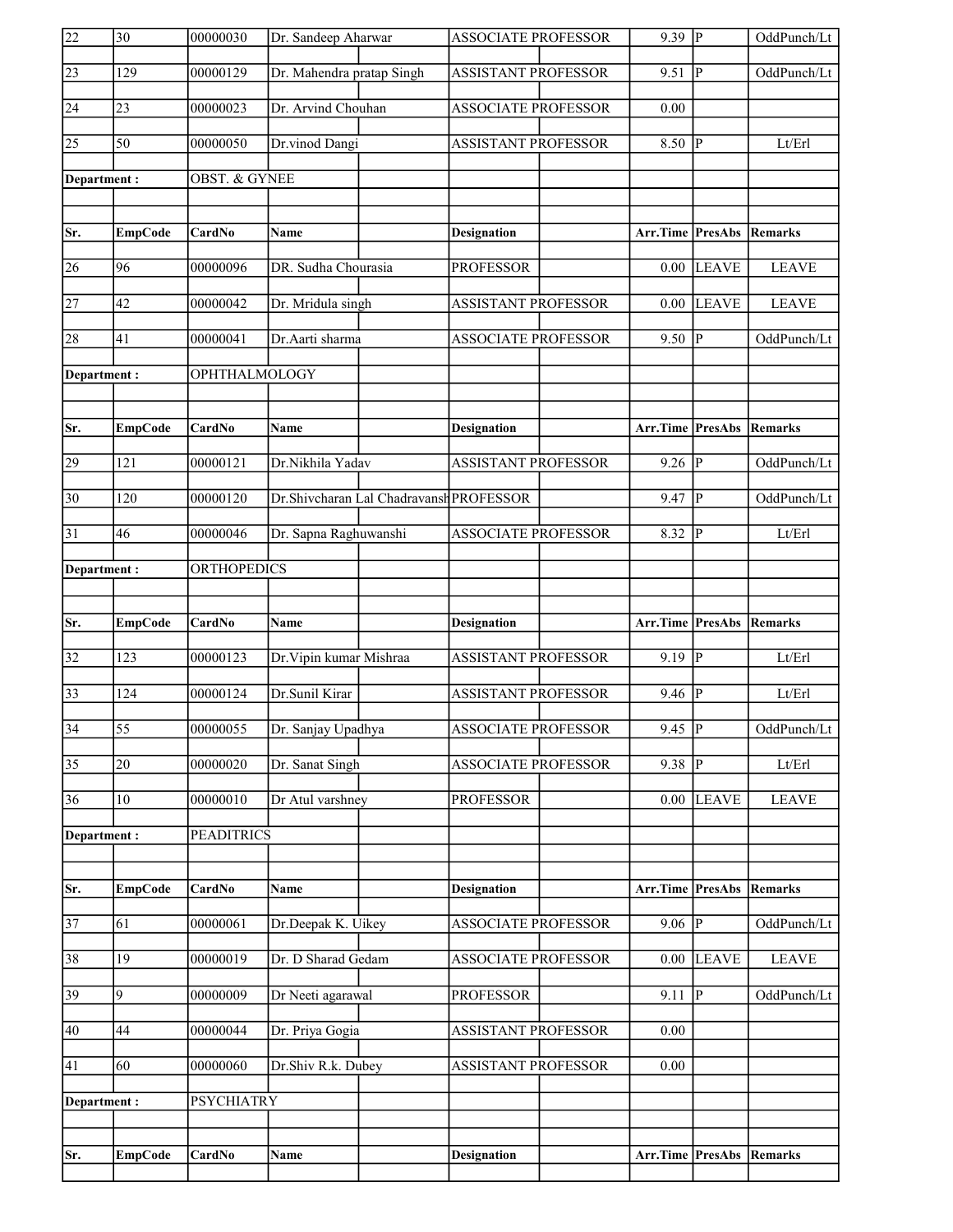| Sr. | EmpCode | CardNo | Name | Designation | Arr.Time | PresAbs | Remarks |
|---|---|---|---|---|---|---|---|
| 22 | 30 | 00000030 | Dr. Sandeep Aharwar | ASSOCIATE PROFESSOR | 9.39 | P | OddPunch/Lt |
| 23 | 129 | 00000129 | Dr. Mahendra pratap Singh | ASSISTANT PROFESSOR | 9.51 | P | OddPunch/Lt |
| 24 | 23 | 00000023 | Dr. Arvind Chouhan | ASSOCIATE PROFESSOR | 0.00 | | |
| 25 | 50 | 00000050 | Dr.vinod Dangi | ASSISTANT PROFESSOR | 8.50 | P | Lt/Erl |

**Department :** OBST. & GYNEE

| Sr. | EmpCode | CardNo | Name | Designation | Arr.Time | PresAbs | Remarks |
|---|---|---|---|---|---|---|---|
| 26 | 96 | 00000096 | DR. Sudha Chourasia | PROFESSOR | 0.00 | LEAVE | LEAVE |
| 27 | 42 | 00000042 | Dr. Mridula singh | ASSISTANT PROFESSOR | 0.00 | LEAVE | LEAVE |
| 28 | 41 | 00000041 | Dr.Aarti sharma | ASSOCIATE PROFESSOR | 9.50 | P | OddPunch/Lt |

**Department :** OPHTHALMOLOGY

| Sr. | EmpCode | CardNo | Name | Designation | Arr.Time | PresAbs | Remarks |
|---|---|---|---|---|---|---|---|
| 29 | 121 | 00000121 | Dr.Nikhila Yadav | ASSISTANT PROFESSOR | 9.26 | P | OddPunch/Lt |
| 30 | 120 | 00000120 | Dr.Shivcharan Lal Chadravansh | PROFESSOR | 9.47 | P | OddPunch/Lt |
| 31 | 46 | 00000046 | Dr. Sapna Raghuwanshi | ASSOCIATE PROFESSOR | 8.32 | P | Lt/Erl |

**Department :** ORTHOPEDICS

| Sr. | EmpCode | CardNo | Name | Designation | Arr.Time | PresAbs | Remarks |
|---|---|---|---|---|---|---|---|
| 32 | 123 | 00000123 | Dr.Vipin kumar Mishraa | ASSISTANT PROFESSOR | 9.19 | P | Lt/Erl |
| 33 | 124 | 00000124 | Dr.Sunil Kirar | ASSISTANT PROFESSOR | 9.46 | P | Lt/Erl |
| 34 | 55 | 00000055 | Dr. Sanjay Upadhya | ASSOCIATE PROFESSOR | 9.45 | P | OddPunch/Lt |
| 35 | 20 | 00000020 | Dr. Sanat Singh | ASSOCIATE PROFESSOR | 9.38 | P | Lt/Erl |
| 36 | 10 | 00000010 | Dr Atul varshney | PROFESSOR | 0.00 | LEAVE | LEAVE |

**Department :** PEADITRICS

| Sr. | EmpCode | CardNo | Name | Designation | Arr.Time | PresAbs | Remarks |
|---|---|---|---|---|---|---|---|
| 37 | 61 | 00000061 | Dr.Deepak K. Uikey | ASSOCIATE PROFESSOR | 9.06 | P | OddPunch/Lt |
| 38 | 19 | 00000019 | Dr. D Sharad Gedam | ASSOCIATE PROFESSOR | 0.00 | LEAVE | LEAVE |
| 39 | 9 | 00000009 | Dr Neeti agarawal | PROFESSOR | 9.11 | P | OddPunch/Lt |
| 40 | 44 | 00000044 | Dr. Priya Gogia | ASSISTANT PROFESSOR | 0.00 | | |
| 41 | 60 | 00000060 | Dr.Shiv R.k. Dubey | ASSISTANT PROFESSOR | 0.00 | | |

**Department :** PSYCHIATRY

| Sr. | EmpCode | CardNo | Name | Designation | Arr.Time | PresAbs | Remarks |
|---|---|---|---|---|---|---|---|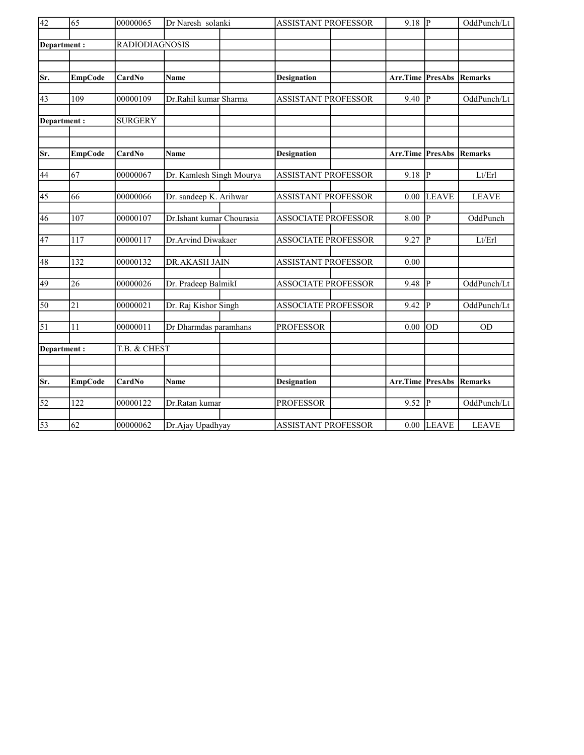| | | | | | | | |
|---|---|---|---|---|---|---|---|
| 42 | 65 | 00000065 | Dr Naresh solanki | ASSISTANT PROFESSOR | 9.18 | P | OddPunch/Lt |
| **Department :** | | RADIODIAGNOSIS | | | | | |
| **Sr.** | **EmpCode** | **CardNo** | **Name** | **Designation** | **Arr.Time** | **PresAbs** | **Remarks** |
| 43 | 109 | 00000109 | Dr.Rahil kumar Sharma | ASSISTANT PROFESSOR | 9.40 | P | OddPunch/Lt |
| **Department :** | | SURGERY | | | | | |
| **Sr.** | **EmpCode** | **CardNo** | **Name** | **Designation** | **Arr.Time** | **PresAbs** | **Remarks** |
| 44 | 67 | 00000067 | Dr. Kamlesh Singh Mourya | ASSISTANT PROFESSOR | 9.18 | P | Lt/Erl |
| 45 | 66 | 00000066 | Dr. sandeep K. Arihwar | ASSISTANT PROFESSOR | 0.00 | LEAVE | LEAVE |
| 46 | 107 | 00000107 | Dr.Ishant kumar Chourasia | ASSOCIATE PROFESSOR | 8.00 | P | OddPunch |
| 47 | 117 | 00000117 | Dr.Arvind Diwakaer | ASSOCIATE PROFESSOR | 9.27 | P | Lt/Erl |
| 48 | 132 | 00000132 | DR.AKASH JAIN | ASSISTANT PROFESSOR | 0.00 | | |
| 49 | 26 | 00000026 | Dr. Pradeep BalmikI | ASSOCIATE PROFESSOR | 9.48 | P | OddPunch/Lt |
| 50 | 21 | 00000021 | Dr. Raj Kishor Singh | ASSOCIATE PROFESSOR | 9.42 | P | OddPunch/Lt |
| 51 | 11 | 00000011 | Dr Dharmdas paramhans | PROFESSOR | 0.00 | OD | OD |
| **Department :** | | T.B. & CHEST | | | | | |
| **Sr.** | **EmpCode** | **CardNo** | **Name** | **Designation** | **Arr.Time** | **PresAbs** | **Remarks** |
| 52 | 122 | 00000122 | Dr.Ratan kumar | PROFESSOR | 9.52 | P | OddPunch/Lt |
| 53 | 62 | 00000062 | Dr.Ajay Upadhyay | ASSISTANT PROFESSOR | 0.00 | LEAVE | LEAVE |